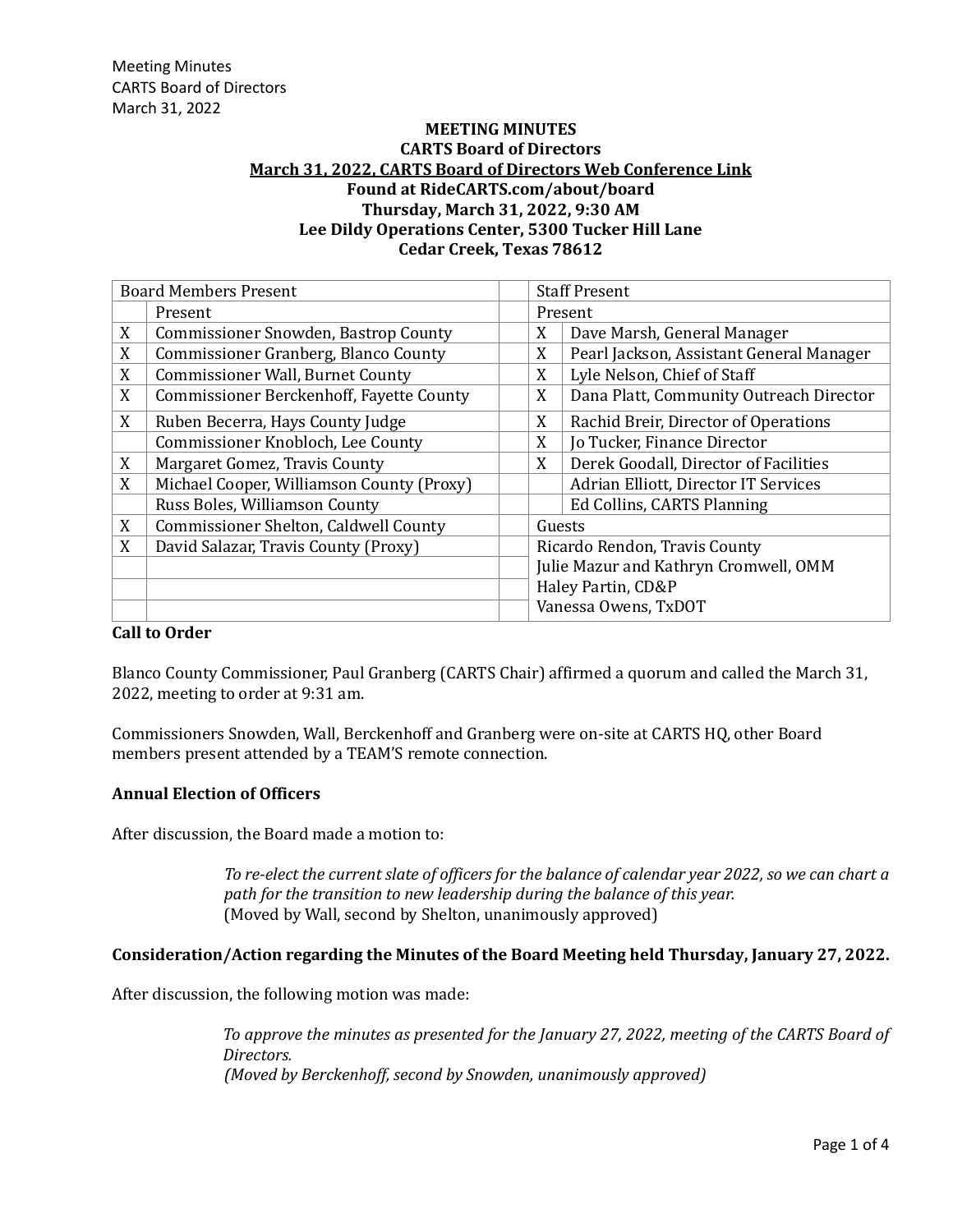**MEETING MINUTES**
**CARTS Board of Directors**
**March 31, 2022, CARTS Board of Directors Web Conference Link**
**Found at RideCARTS.com/about/board**
**Thursday, March 31, 2022, 9:30 AM**
**Lee Dildy Operations Center, 5300 Tucker Hill Lane**
**Cedar Creek, Texas 78612**

| Board Members Present | | | Staff Present |
|---|---|---|---|
| | Present | | Present |
| X | Commissioner Snowden, Bastrop County | X | Dave Marsh, General Manager |
| X | Commissioner Granberg, Blanco County | X | Pearl Jackson, Assistant General Manager |
| X | Commissioner Wall, Burnet County | X | Lyle Nelson, Chief of Staff |
| X | Commissioner Berckenhoff, Fayette County | X | Dana Platt, Community Outreach Director |
| X | Ruben Becerra, Hays County Judge | X | Rachid Breir, Director of Operations |
| | Commissioner Knobloch, Lee County | X | Jo Tucker, Finance Director |
| X | Margaret Gomez, Travis County | X | Derek Goodall, Director of Facilities |
| X | Michael Cooper, Williamson County (Proxy) | | Adrian Elliott, Director IT Services |
| | Russ Boles, Williamson County | | Ed Collins, CARTS Planning |
| X | Commissioner Shelton, Caldwell County | | Guests |
| X | David Salazar, Travis County (Proxy) | | Ricardo Rendon, Travis County |
| | | | Julie Mazur and Kathryn Cromwell, OMM |
| | | | Haley Partin, CD&P |
| | | | Vanessa Owens, TxDOT |

**Call to Order**

Blanco County Commissioner, Paul Granberg (CARTS Chair) affirmed a quorum and called the March 31, 2022, meeting to order at 9:31 am.

Commissioners Snowden, Wall, Berckenhoff and Granberg were on-site at CARTS HQ, other Board members present attended by a TEAM'S remote connection.

**Annual Election of Officers**

After discussion, the Board made a motion to:

> *To re-elect the current slate of officers for the balance of calendar year 2022, so we can chart a path for the transition to new leadership during the balance of this year.*
> (Moved by Wall, second by Shelton, unanimously approved)

**Consideration/Action regarding the Minutes of the Board Meeting held Thursday, January 27, 2022.**

After discussion, the following motion was made:

> *To approve the minutes as presented for the January 27, 2022, meeting of the CARTS Board of Directors.*
> *(Moved by Berckenhoff, second by Snowden, unanimously approved)*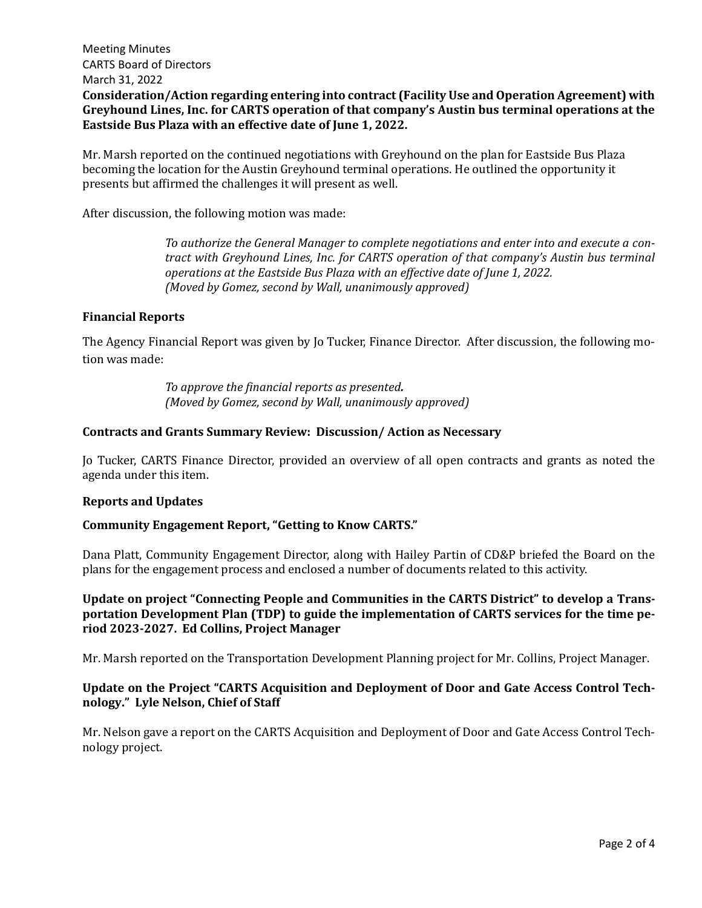**Consideration/Action regarding entering into contract (Facility Use and Operation Agreement) with Greyhound Lines, Inc. for CARTS operation of that company's Austin bus terminal operations at the Eastside Bus Plaza with an effective date of June 1, 2022.**

Mr. Marsh reported on the continued negotiations with Greyhound on the plan for Eastside Bus Plaza becoming the location for the Austin Greyhound terminal operations. He outlined the opportunity it presents but affirmed the challenges it will present as well.

After discussion, the following motion was made:

> *To authorize the General Manager to complete negotiations and enter into and execute a contract with Greyhound Lines, Inc. for CARTS operation of that company's Austin bus terminal operations at the Eastside Bus Plaza with an effective date of June 1, 2022.*
> *(Moved by Gomez, second by Wall, unanimously approved)*

**Financial Reports**

The Agency Financial Report was given by Jo Tucker, Finance Director. After discussion, the following motion was made:

> *To approve the financial reports as presented.*
> *(Moved by Gomez, second by Wall, unanimously approved)*

**Contracts and Grants Summary Review: Discussion/ Action as Necessary**

Jo Tucker, CARTS Finance Director, provided an overview of all open contracts and grants as noted the agenda under this item.

**Reports and Updates**

**Community Engagement Report, "Getting to Know CARTS."**

Dana Platt, Community Engagement Director, along with Hailey Partin of CD&P briefed the Board on the plans for the engagement process and enclosed a number of documents related to this activity.

**Update on project "Connecting People and Communities in the CARTS District" to develop a Transportation Development Plan (TDP) to guide the implementation of CARTS services for the time period 2023-2027. Ed Collins, Project Manager**

Mr. Marsh reported on the Transportation Development Planning project for Mr. Collins, Project Manager.

**Update on the Project "CARTS Acquisition and Deployment of Door and Gate Access Control Technology." Lyle Nelson, Chief of Staff**

Mr. Nelson gave a report on the CARTS Acquisition and Deployment of Door and Gate Access Control Technology project.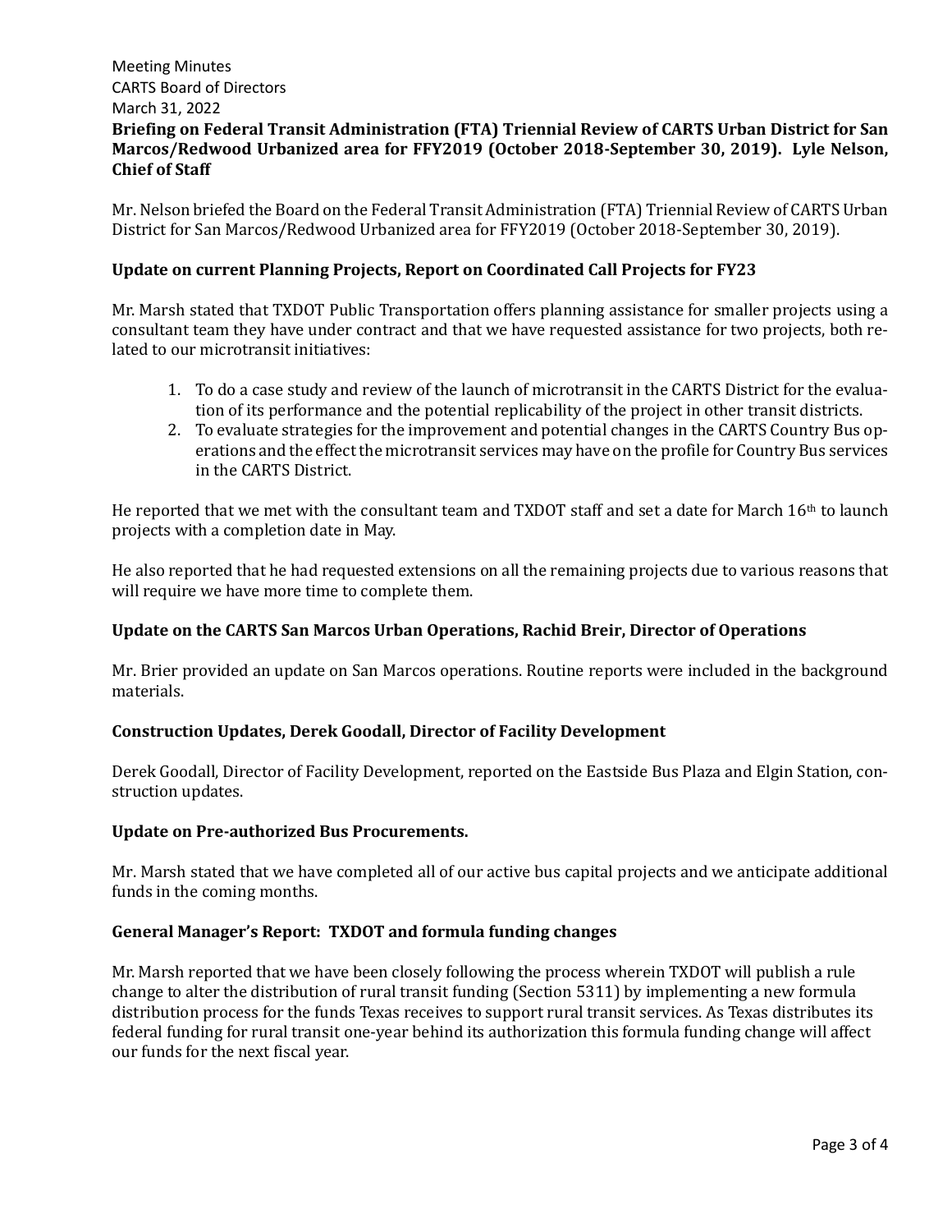Meeting Minutes
CARTS Board of Directors
March 31, 2022

**Briefing on Federal Transit Administration (FTA) Triennial Review of CARTS Urban District for San Marcos/Redwood Urbanized area for FFY2019 (October 2018-September 30, 2019). Lyle Nelson, Chief of Staff**

Mr. Nelson briefed the Board on the Federal Transit Administration (FTA) Triennial Review of CARTS Urban District for San Marcos/Redwood Urbanized area for FFY2019 (October 2018-September 30, 2019).

**Update on current Planning Projects, Report on Coordinated Call Projects for FY23**

Mr. Marsh stated that TXDOT Public Transportation offers planning assistance for smaller projects using a consultant team they have under contract and that we have requested assistance for two projects, both related to our microtransit initiatives:

1. To do a case study and review of the launch of microtransit in the CARTS District for the evaluation of its performance and the potential replicability of the project in other transit districts.
2. To evaluate strategies for the improvement and potential changes in the CARTS Country Bus operations and the effect the microtransit services may have on the profile for Country Bus services in the CARTS District.

He reported that we met with the consultant team and TXDOT staff and set a date for March 16th to launch projects with a completion date in May.

He also reported that he had requested extensions on all the remaining projects due to various reasons that will require we have more time to complete them.

**Update on the CARTS San Marcos Urban Operations, Rachid Breir, Director of Operations**

Mr. Brier provided an update on San Marcos operations. Routine reports were included in the background materials.

**Construction Updates, Derek Goodall, Director of Facility Development**

Derek Goodall, Director of Facility Development, reported on the Eastside Bus Plaza and Elgin Station, construction updates.

**Update on Pre-authorized Bus Procurements.**

Mr. Marsh stated that we have completed all of our active bus capital projects and we anticipate additional funds in the coming months.

**General Manager's Report: TXDOT and formula funding changes**

Mr. Marsh reported that we have been closely following the process wherein TXDOT will publish a rule change to alter the distribution of rural transit funding (Section 5311) by implementing a new formula distribution process for the funds Texas receives to support rural transit services. As Texas distributes its federal funding for rural transit one-year behind its authorization this formula funding change will affect our funds for the next fiscal year.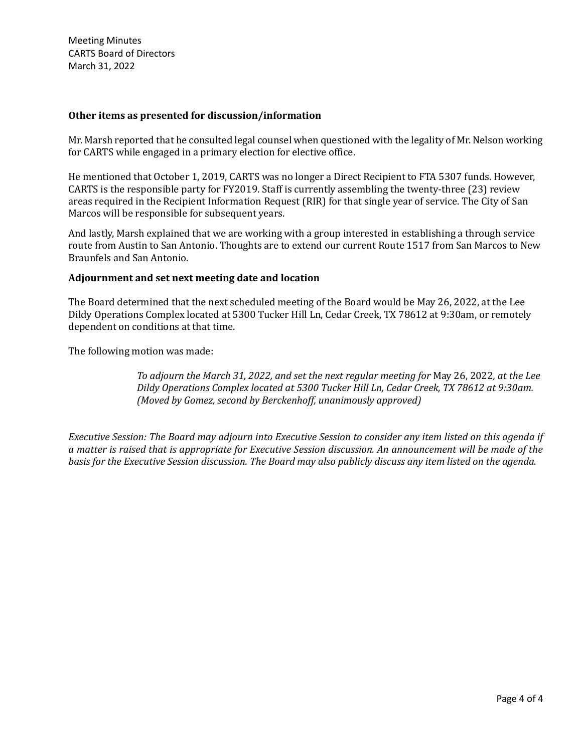**Other items as presented for discussion/information**

Mr. Marsh reported that he consulted legal counsel when questioned with the legality of Mr. Nelson working for CARTS while engaged in a primary election for elective office.

He mentioned that October 1, 2019, CARTS was no longer a Direct Recipient to FTA 5307 funds. However, CARTS is the responsible party for FY2019. Staff is currently assembling the twenty-three (23) review areas required in the Recipient Information Request (RIR) for that single year of service. The City of San Marcos will be responsible for subsequent years.

And lastly, Marsh explained that we are working with a group interested in establishing a through service route from Austin to San Antonio. Thoughts are to extend our current Route 1517 from San Marcos to New Braunfels and San Antonio.

**Adjournment and set next meeting date and location**

The Board determined that the next scheduled meeting of the Board would be May 26, 2022, at the Lee Dildy Operations Complex located at 5300 Tucker Hill Ln, Cedar Creek, TX 78612 at 9:30am, or remotely dependent on conditions at that time.

The following motion was made:

> *To adjourn the March 31, 2022, and set the next regular meeting for* May 26, 2022*, at the Lee Dildy Operations Complex located at 5300 Tucker Hill Ln, Cedar Creek, TX 78612 at 9:30am. (Moved by Gomez, second by Berckenhoff, unanimously approved)*

*Executive Session: The Board may adjourn into Executive Session to consider any item listed on this agenda if a matter is raised that is appropriate for Executive Session discussion. An announcement will be made of the basis for the Executive Session discussion. The Board may also publicly discuss any item listed on the agenda.*